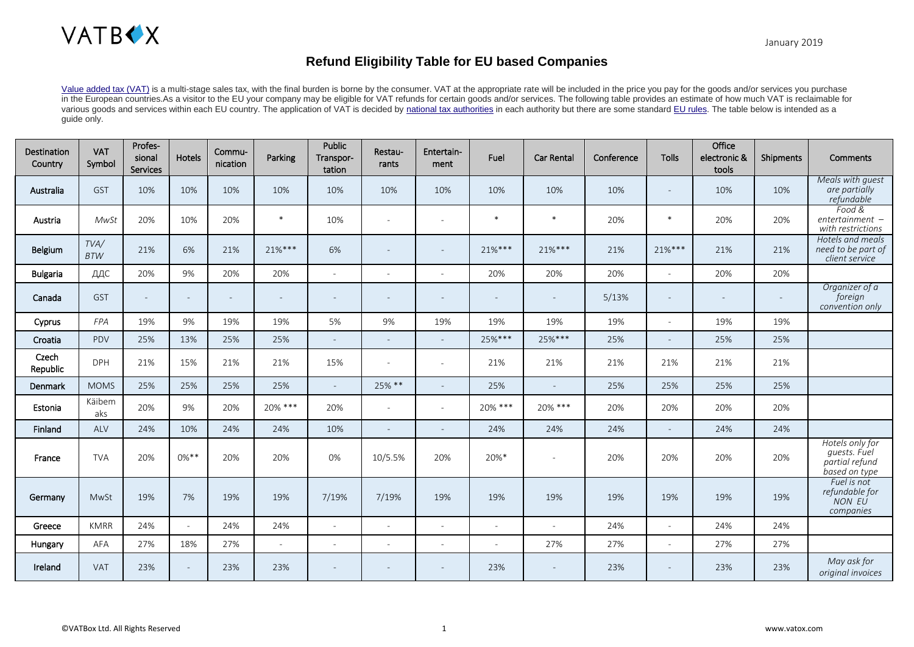VATBOX

January 2019

# Refund Eligibility Table for EU based Companies

Value added tax (VAT) is a multi-stage sales tax, with the final burden is borne by the consumer. VAT at the appropriate rate will be included in the price you pay for the goods and/or services you purchase in the European countries.As a visitor to the EU your company may be eligible for VAT refunds for certain goods and/or services. The following table provides an estimate of how much VAT is reclaimable for various goods and services within each EU country. The application of VAT is decided by national tax authorities in each authority but there are some standard EU rules. The table below is intended as a guide only.

| Destination Country | VAT Symbol | Profes-sional Services | Hotels | Commu-nication | Parking | Public Transpor-tation | Restau-rants | Entertain-ment | Fuel | Car Rental | Conference | Tolls | Office electronic & tools | Shipments | Comments |
|---|---|---|---|---|---|---|---|---|---|---|---|---|---|---|---|
| Australia | GST | 10% | 10% | 10% | 10% | 10% | 10% | 10% | 10% | 10% | 10% | - | 10% | 10% | *Meals with guest are partially refundable* |
| Austria | *MwSt* | 20% | 10% | 20% | * | 10% | - | - | * | * | 20% | * | 20% | 20% | *Food & entertainment – with restrictions* |
| Belgium | *TVA/ BTW* | 21% | 6% | 21% | 21%*** | 6% | - | - | 21%*** | 21%*** | 21% | 21%*** | 21% | 21% | *Hotels and meals need to be part of client service* |
| Bulgaria | ДДС | 20% | 9% | 20% | 20% | - | - | - | 20% | 20% | 20% | - | 20% | 20% | |
| Canada | GST | - | - | - | - | - | - | - | - | - | 5/13% | - | - | - | *Organizer of a foreign convention only* |
| Cyprus | *FPA* | 19% | 9% | 19% | 19% | 5% | 9% | 19% | 19% | 19% | 19% | - | 19% | 19% | |
| Croatia | PDV | 25% | 13% | 25% | 25% | - | - | - | 25%*** | 25%*** | 25% | - | 25% | 25% | |
| Czech Republic | DPH | 21% | 15% | 21% | 21% | 15% | - | - | 21% | 21% | 21% | 21% | 21% | 21% | |
| Denmark | MOMS | 25% | 25% | 25% | 25% | - | 25% ** | - | 25% | - | 25% | 25% | 25% | 25% | |
| Estonia | Käibemaks | 20% | 9% | 20% | 20% *** | 20% | - | - | 20% *** | 20% *** | 20% | 20% | 20% | 20% | |
| Finland | ALV | 24% | 10% | 24% | 24% | 10% | - | - | 24% | 24% | 24% | - | 24% | 24% | |
| France | TVA | 20% | 0%** | 20% | 20% | 0% | 10/5.5% | 20% | 20%* | - | 20% | 20% | 20% | 20% | *Hotels only for guests. Fuel partial refund based on type* |
| Germany | MwSt | 19% | 7% | 19% | 19% | 7/19% | 7/19% | 19% | 19% | 19% | 19% | 19% | 19% | 19% | *Fuel is not refundable for NON EU companies* |
| Greece | KMRR | 24% | - | 24% | 24% | - | - | - | - | - | 24% | - | 24% | 24% | |
| Hungary | AFA | 27% | 18% | 27% | - | - | - | - | - | 27% | 27% | - | 27% | 27% | |
| Ireland | VAT | 23% | - | 23% | 23% | - | - | - | 23% | - | 23% | - | 23% | 23% | *May ask for original invoices* |

©VATBox Ltd. All Rights Reserved

www.vatox.com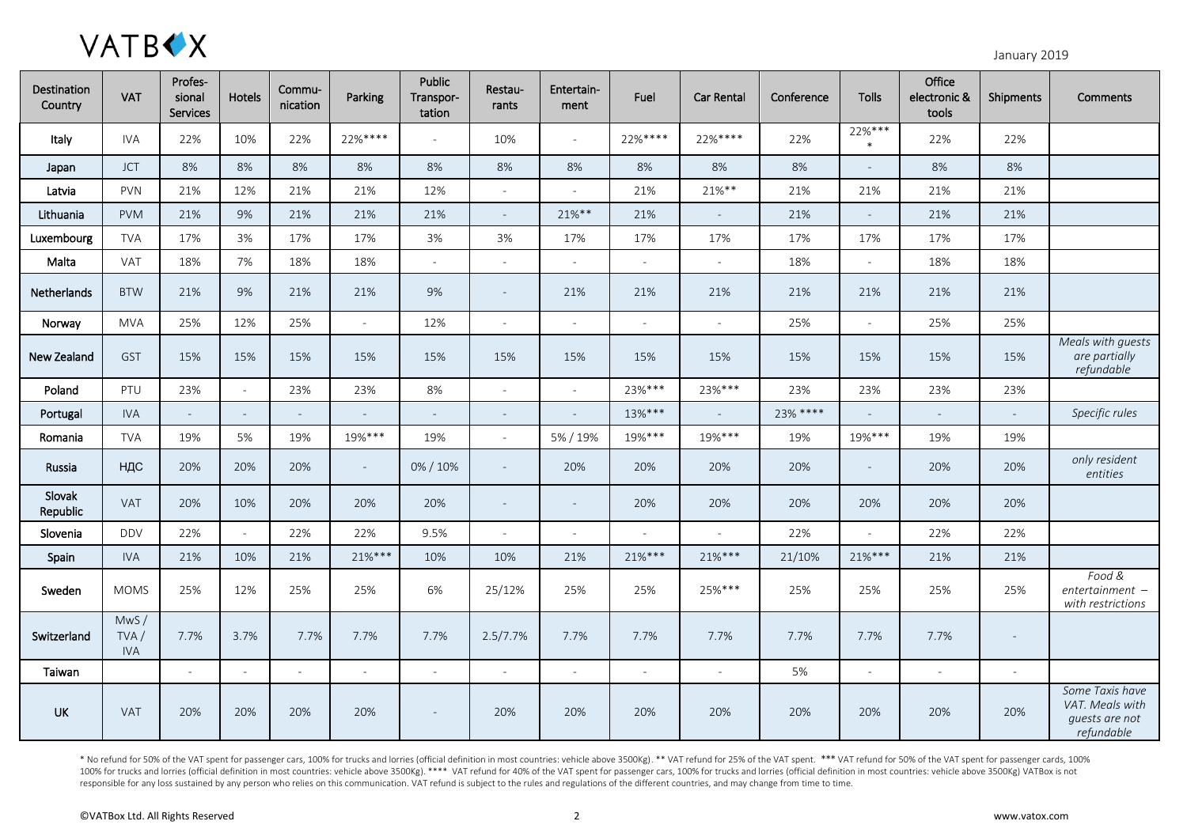VATBOX

January 2019

| Destination Country | VAT | Profes-sional Services | Hotels | Commu-nication | Parking | Public Transpor-tation | Restau-rants | Entertain-ment | Fuel | Car Rental | Conference | Tolls | Office electronic & tools | Shipments | Comments |
|---|---|---|---|---|---|---|---|---|---|---|---|---|---|---|---|
| Italy | IVA | 22% | 10% | 22% | 22%**** | - | 10% | - | 22%**** | 22%**** | 22% | 22%**** | 22% | 22% | |
| Japan | JCT | 8% | 8% | 8% | 8% | 8% | 8% | 8% | 8% | 8% | 8% | - | 8% | 8% | |
| Latvia | PVN | 21% | 12% | 21% | 21% | 12% | - | - | 21% | 21%** | 21% | 21% | 21% | 21% | |
| Lithuania | PVM | 21% | 9% | 21% | 21% | 21% | - | 21%** | 21% | - | 21% | - | 21% | 21% | |
| Luxembourg | TVA | 17% | 3% | 17% | 17% | 3% | 3% | 17% | 17% | 17% | 17% | 17% | 17% | 17% | |
| Malta | VAT | 18% | 7% | 18% | 18% | - | - | - | - | - | 18% | - | 18% | 18% | |
| Netherlands | BTW | 21% | 9% | 21% | 21% | 9% | - | 21% | 21% | 21% | 21% | 21% | 21% | 21% | |
| Norway | MVA | 25% | 12% | 25% | - | 12% | - | - | - | - | 25% | - | 25% | 25% | |
| New Zealand | GST | 15% | 15% | 15% | 15% | 15% | 15% | 15% | 15% | 15% | 15% | 15% | 15% | 15% | *Meals with guests are partially refundable* |
| Poland | PTU | 23% | - | 23% | 23% | 8% | - | - | 23%*** | 23%*** | 23% | 23% | 23% | 23% | |
| Portugal | IVA | - | - | - | - | - | - | - | 13%*** | - | 23% **** | - | - | - | *Specific rules* |
| Romania | TVA | 19% | 5% | 19% | 19%*** | 19% | - | 5% / 19% | 19%*** | 19%*** | 19% | 19%*** | 19% | 19% | |
| Russia | НДС | 20% | 20% | 20% | - | 0% / 10% | - | 20% | 20% | 20% | 20% | - | 20% | 20% | *only resident entities* |
| Slovak Republic | VAT | 20% | 10% | 20% | 20% | 20% | - | - | 20% | 20% | 20% | 20% | 20% | 20% | |
| Slovenia | DDV | 22% | - | 22% | 22% | 9.5% | - | - | - | - | 22% | - | 22% | 22% | |
| Spain | IVA | 21% | 10% | 21% | 21%*** | 10% | 10% | 21% | 21%*** | 21%*** | 21/10% | 21%*** | 21% | 21% | |
| Sweden | MOMS | 25% | 12% | 25% | 25% | 6% | 25/12% | 25% | 25% | 25%*** | 25% | 25% | 25% | 25% | *Food & entertainment – with restrictions* |
| Switzerland | MwS / TVA / IVA | 7.7% | 3.7% | 7.7% | 7.7% | 7.7% | 2.5/7.7% | 7.7% | 7.7% | 7.7% | 7.7% | 7.7% | 7.7% | - | |
| Taiwan | | - | - | - | - | - | - | - | - | - | 5% | - | - | - | |
| UK | VAT | 20% | 20% | 20% | 20% | - | 20% | 20% | 20% | 20% | 20% | 20% | 20% | 20% | *Some Taxis have VAT. Meals with guests are not refundable* |

* No refund for 50% of the VAT spent for passenger cars, 100% for trucks and lorries (official definition in most countries: vehicle above 3500Kg). ** VAT refund for 25% of the VAT spent. *** VAT refund for 50% of the VAT spent for passenger cards, 100% for trucks and lorries (official definition in most countries: vehicle above 3500Kg). **** VAT refund for 40% of the VAT spent for passenger cars, 100% for trucks and lorries (official definition in most countries: vehicle above 3500Kg) VATBox is not responsible for any loss sustained by any person who relies on this communication. VAT refund is subject to the rules and regulations of the different countries, and may change from time to time.

©VATBox Ltd. All Rights Reserved

www.vatox.com